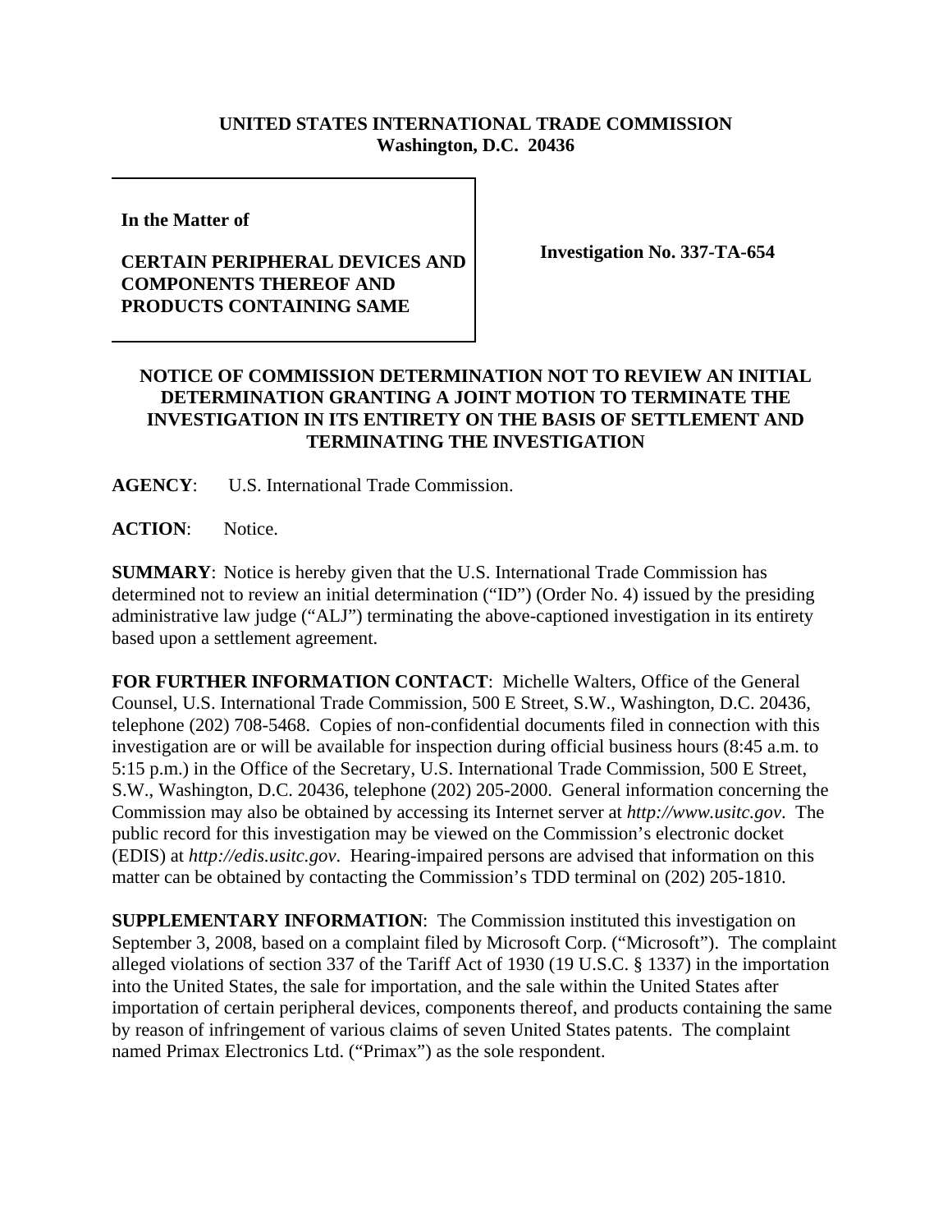**UNITED STATES INTERNATIONAL TRADE COMMISSION**
**Washington, D.C. 20436**

**In the Matter of**

**CERTAIN PERIPHERAL DEVICES AND COMPONENTS THEREOF AND PRODUCTS CONTAINING SAME**

**Investigation No. 337-TA-654**

## NOTICE OF COMMISSION DETERMINATION NOT TO REVIEW AN INITIAL DETERMINATION GRANTING A JOINT MOTION TO TERMINATE THE INVESTIGATION IN ITS ENTIRETY ON THE BASIS OF SETTLEMENT AND TERMINATING THE INVESTIGATION

**AGENCY**: U.S. International Trade Commission.

**ACTION**: Notice.

**SUMMARY**: Notice is hereby given that the U.S. International Trade Commission has determined not to review an initial determination ("ID") (Order No. 4) issued by the presiding administrative law judge ("ALJ") terminating the above-captioned investigation in its entirety based upon a settlement agreement.

**FOR FURTHER INFORMATION CONTACT**: Michelle Walters, Office of the General Counsel, U.S. International Trade Commission, 500 E Street, S.W., Washington, D.C. 20436, telephone (202) 708-5468. Copies of non-confidential documents filed in connection with this investigation are or will be available for inspection during official business hours (8:45 a.m. to 5:15 p.m.) in the Office of the Secretary, U.S. International Trade Commission, 500 E Street, S.W., Washington, D.C. 20436, telephone (202) 205-2000. General information concerning the Commission may also be obtained by accessing its Internet server at *http://www.usitc.gov*. The public record for this investigation may be viewed on the Commission's electronic docket (EDIS) at *http://edis.usitc.gov*. Hearing-impaired persons are advised that information on this matter can be obtained by contacting the Commission's TDD terminal on (202) 205-1810.

**SUPPLEMENTARY INFORMATION**: The Commission instituted this investigation on September 3, 2008, based on a complaint filed by Microsoft Corp. ("Microsoft"). The complaint alleged violations of section 337 of the Tariff Act of 1930 (19 U.S.C. § 1337) in the importation into the United States, the sale for importation, and the sale within the United States after importation of certain peripheral devices, components thereof, and products containing the same by reason of infringement of various claims of seven United States patents. The complaint named Primax Electronics Ltd. ("Primax") as the sole respondent.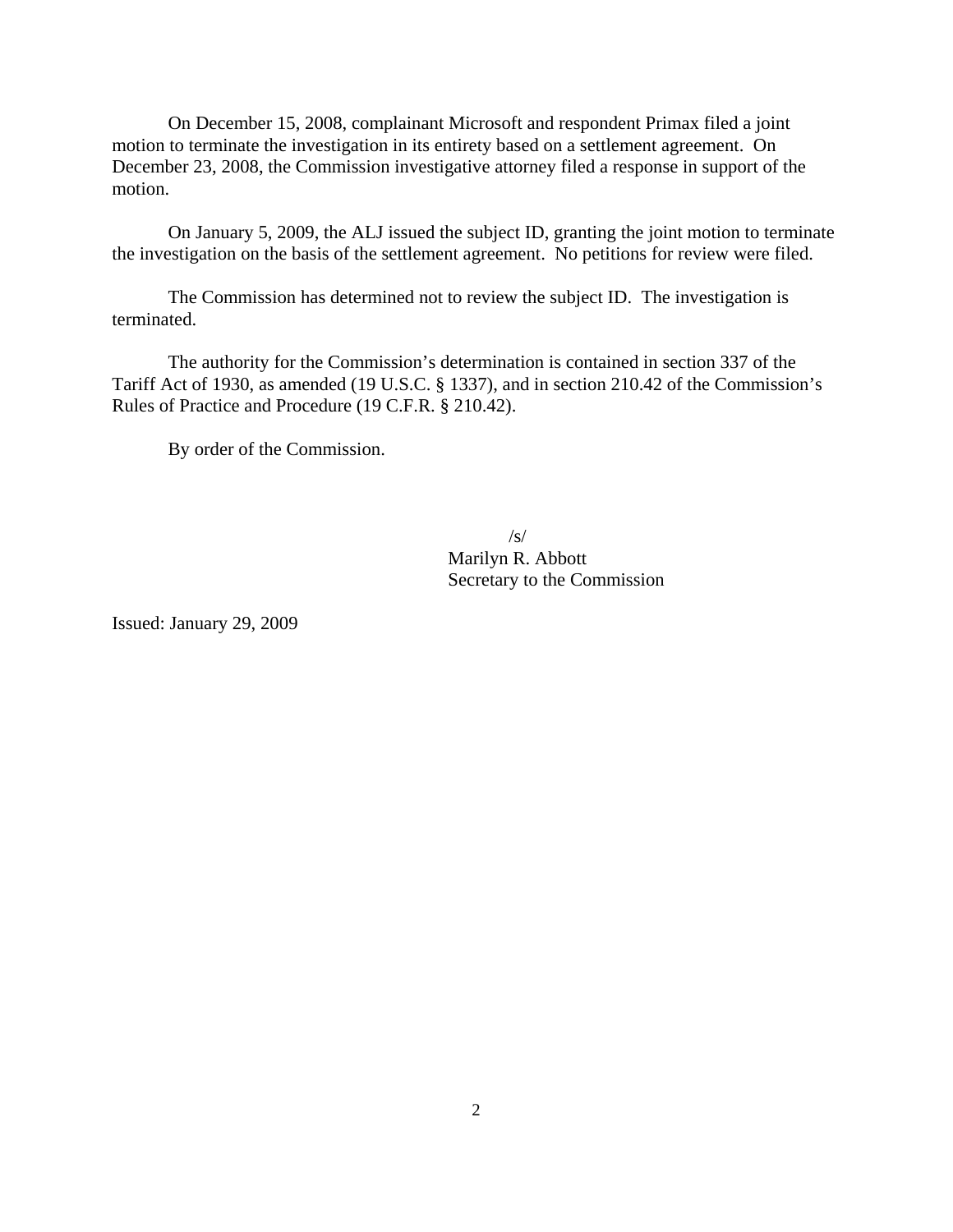On December 15, 2008, complainant Microsoft and respondent Primax filed a joint motion to terminate the investigation in its entirety based on a settlement agreement. On December 23, 2008, the Commission investigative attorney filed a response in support of the motion.

On January 5, 2009, the ALJ issued the subject ID, granting the joint motion to terminate the investigation on the basis of the settlement agreement. No petitions for review were filed.

The Commission has determined not to review the subject ID. The investigation is terminated.

The authority for the Commission's determination is contained in section 337 of the Tariff Act of 1930, as amended (19 U.S.C. § 1337), and in section 210.42 of the Commission's Rules of Practice and Procedure (19 C.F.R. § 210.42).

By order of the Commission.

/s/
Marilyn R. Abbott
Secretary to the Commission

Issued: January 29, 2009